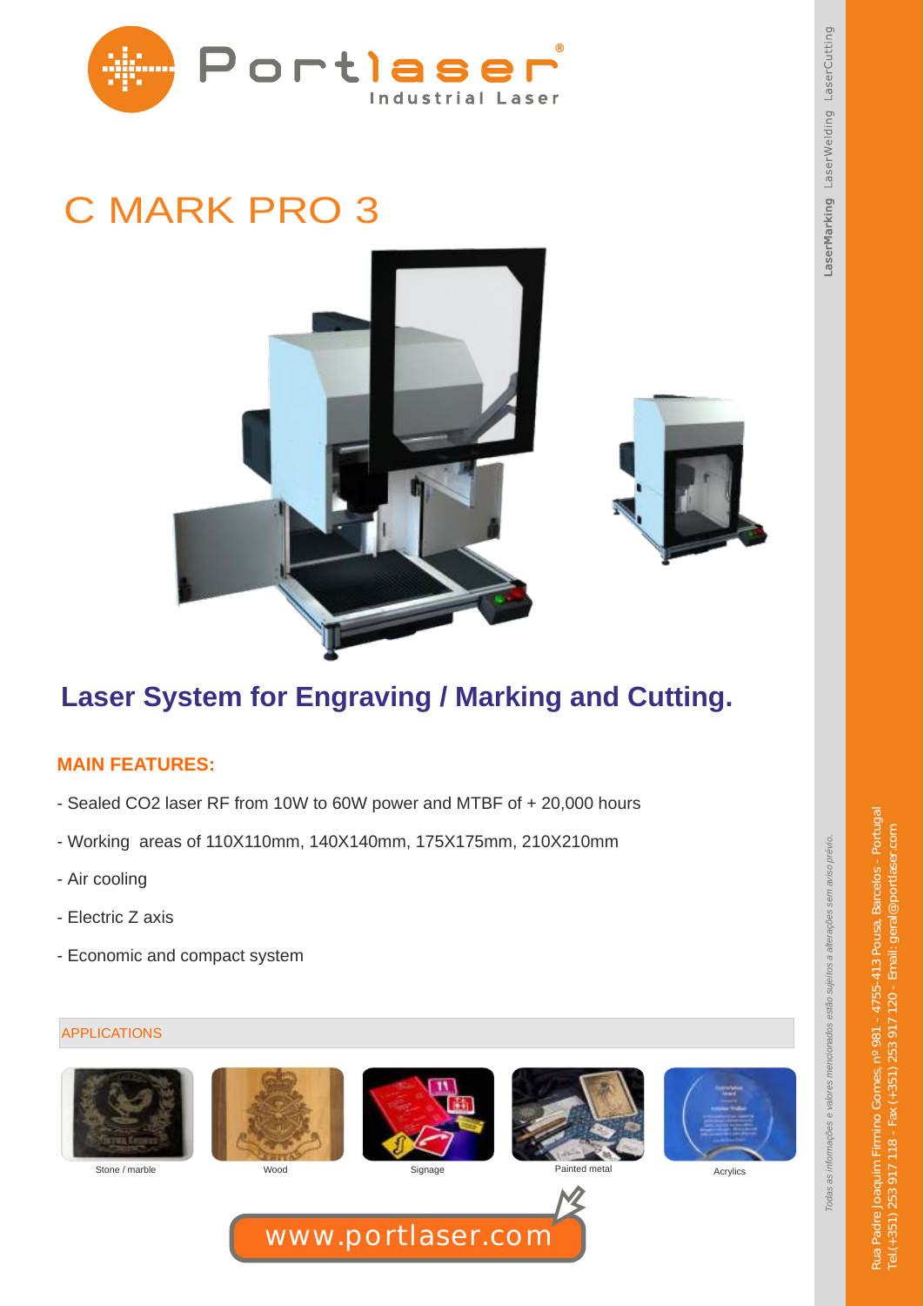Portlaser®
Industrial Laser

# C MARK PRO 3

## Laser System for Engraving / Marking and Cutting.

### MAIN FEATURES:

- Sealed CO2 laser RF from 10W to 60W power and MTBF of + 20,000 hours
- Working areas of 110X110mm, 140X140mm, 175X175mm, 210X210mm
- Air cooling
- Electric Z axis
- Economic and compact system

### APPLICATIONS

Stone / marble

Wood

Signage

Painted metal

Acrylics

www.portlaser.com

LaserMarking LaserWelding LaserCutting

*Todas as informações e valores mencionados estão sujeitos a alterações sem aviso prévio.*

Rua Padre Joaquim Firmino Gomes, nº 981 - 4755-413 Pousa, Barcelos - Portugal
Tel.(+351) 253 917 118 - Fax (+351) 253 917 120 - Email: geral@portlaser.com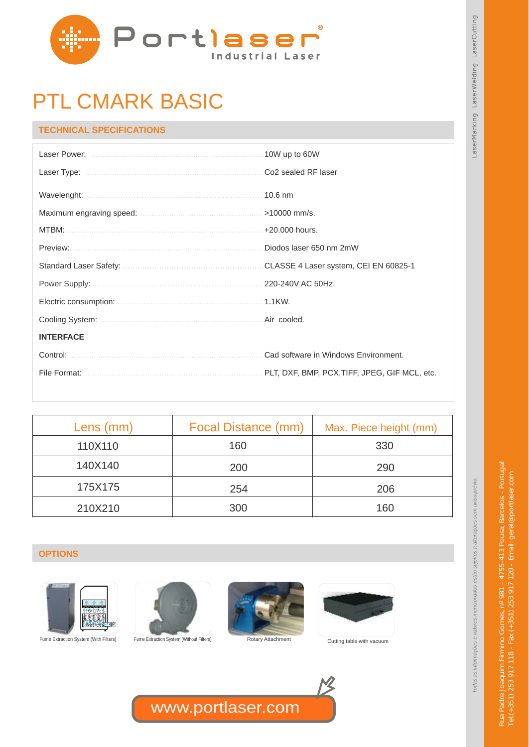# PTL CMARK BASIC

## TECHNICAL SPECIFICATIONS

| | |
|---|---|
| Laser Power: | 10W up to 60W |
| Laser Type: | Co2 sealed RF laser |
| Wavelenght: | 10.6 nm |
| Maximum engraving speed: | >10000 mm/s. |
| MTBM: | +20.000 hours. |
| Preview: | Diodos laser 650 nm 2mW |
| Standard Laser Safety: | CLASSE 4 Laser system, CEI EN 60825-1 |
| Power Supply: | 220-240V AC 50Hz. |
| Electric consumption: | 1.1KW. |
| Cooling System: | Air cooled. |
| **INTERFACE** | |
| Control: | Cad software in Windows Environment. |
| File Format: | PLT, DXF, BMP, PCX,TIFF, JPEG, GIF MCL, etc. |

| Lens (mm) | Focal Distance (mm) | Max. Piece height (mm) |
|---|---|---|
| 110X110 | 160 | 330 |
| 140X140 | 200 | 290 |
| 175X175 | 254 | 206 |
| 210X210 | 300 | 160 |

## OPTIONS

Fume Extraction System (With Filters)

Fume Extraction System (Without Filters)

Rotary Attachment

Cutting table with vacuum

www.portlaser.com

*Todas as informações e valores mencionados estão sujeitos a alterações sem aviso prévio.*

Rua Padre Joaquim Firmino Gomes, nº 981 - 4755-413 Pousa, Barcelos - Portugal
Tel.(+351) 253 917 118 - Fax (+351) 253 917 120 - Email: geral@portlaser.com